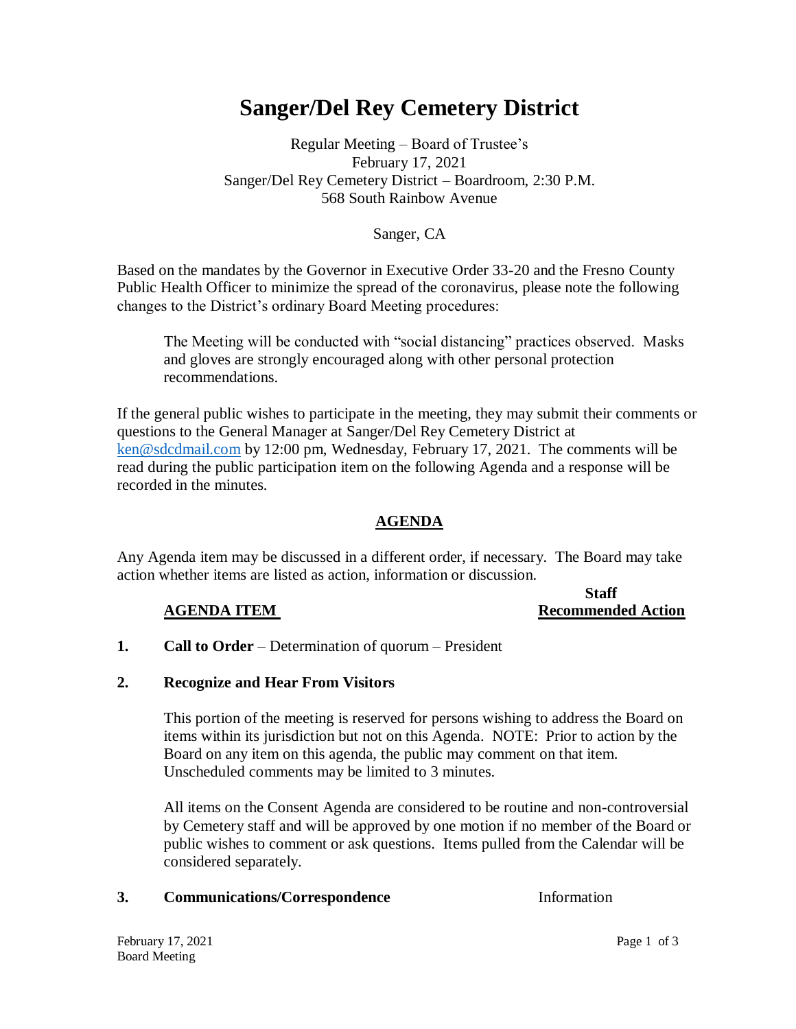# Sanger/Del Rey Cemetery District

Regular Meeting – Board of Trustee's
February 17, 2021
Sanger/Del Rey Cemetery District – Boardroom, 2:30 P.M.
568 South Rainbow Avenue

Sanger, CA

Based on the mandates by the Governor in Executive Order 33-20 and the Fresno County Public Health Officer to minimize the spread of the coronavirus, please note the following changes to the District's ordinary Board Meeting procedures:

> The Meeting will be conducted with "social distancing" practices observed. Masks and gloves are strongly encouraged along with other personal protection recommendations.

If the general public wishes to participate in the meeting, they may submit their comments or questions to the General Manager at Sanger/Del Rey Cemetery District at ken@sdcdmail.com by 12:00 pm, Wednesday, February 17, 2021. The comments will be read during the public participation item on the following Agenda and a response will be recorded in the minutes.

## AGENDA

Any Agenda item may be discussed in a different order, if necessary. The Board may take action whether items are listed as action, information or discussion.

| | AGENDA ITEM | Staff Recommended Action |
|---|---|---|
| **1.** | **Call to Order** – Determination of quorum – President | |
| **2.** | **Recognize and Hear From Visitors** | |

This portion of the meeting is reserved for persons wishing to address the Board on items within its jurisdiction but not on this Agenda. NOTE: Prior to action by the Board on any item on this agenda, the public may comment on that item. Unscheduled comments may be limited to 3 minutes.

All items on the Consent Agenda are considered to be routine and non-controversial by Cemetery staff and will be approved by one motion if no member of the Board or public wishes to comment or ask questions. Items pulled from the Calendar will be considered separately.

| | | |
|---|---|---|
| **3.** | **Communications/Correspondence** | Information |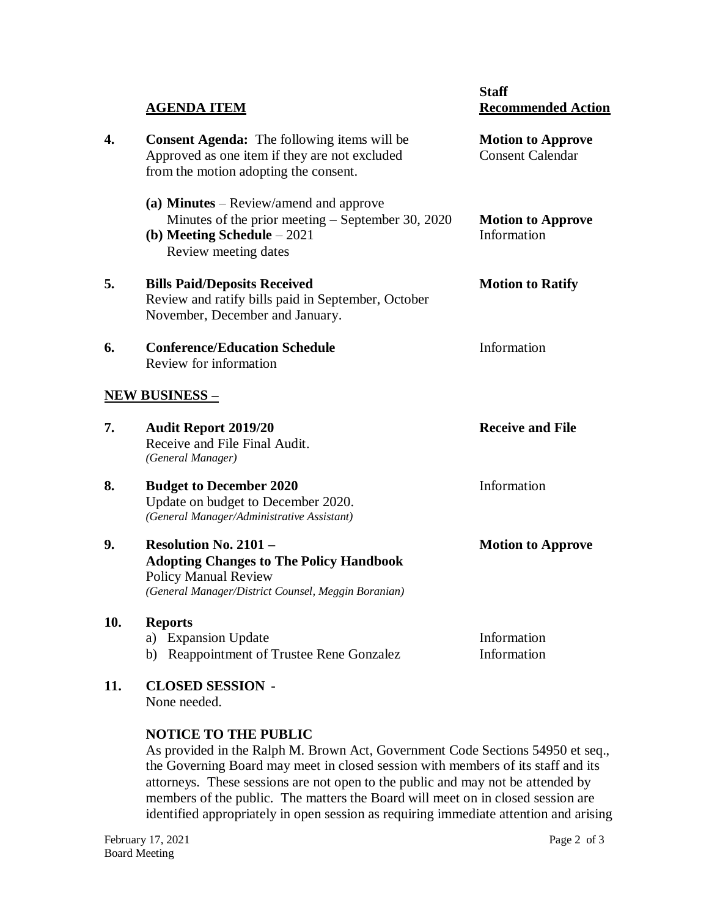| | AGENDA ITEM | Staff Recommended Action |
|---|---|---|
| **4.** | **Consent Agenda:** The following items will be Approved as one item if they are not excluded from the motion adopting the consent. | **Motion to Approve** Consent Calendar |
| | **(a) Minutes** – Review/amend and approve Minutes of the prior meeting – September 30, 2020 | **Motion to Approve** |
| | **(b) Meeting Schedule** – 2021 Review meeting dates | Information |
| **5.** | **Bills Paid/Deposits Received** Review and ratify bills paid in September, October November, December and January. | **Motion to Ratify** |
| **6.** | **Conference/Education Schedule** Review for information | Information |

**NEW BUSINESS –**

| | | |
|---|---|---|
| **7.** | **Audit Report 2019/20** Receive and File Final Audit. *(General Manager)* | **Receive and File** |
| **8.** | **Budget to December 2020** Update on budget to December 2020. *(General Manager/Administrative Assistant)* | Information |
| **9.** | **Resolution No. 2101 – Adopting Changes to The Policy Handbook** Policy Manual Review *(General Manager/District Counsel, Meggin Boranian)* | **Motion to Approve** |
| **10.** | **Reports** | |
| | a) Expansion Update | Information |
| | b) Reappointment of Trustee Rene Gonzalez | Information |

**11. CLOSED SESSION -**

None needed.

**NOTICE TO THE PUBLIC**

As provided in the Ralph M. Brown Act, Government Code Sections 54950 et seq., the Governing Board may meet in closed session with members of its staff and its attorneys. These sessions are not open to the public and may not be attended by members of the public. The matters the Board will meet on in closed session are identified appropriately in open session as requiring immediate attention and arising

February 17, 2021
Board Meeting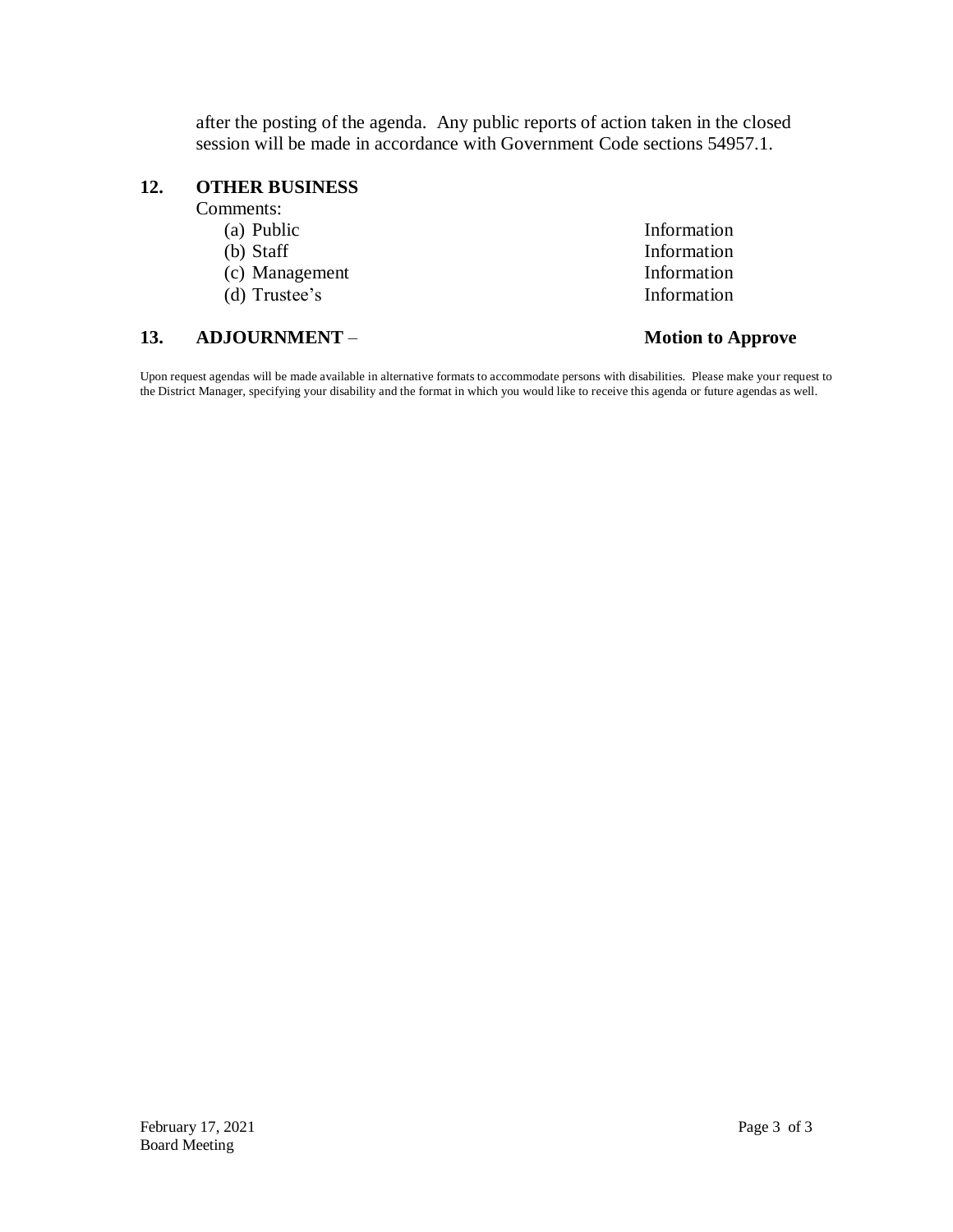after the posting of the agenda. Any public reports of action taken in the closed session will be made in accordance with Government Code sections 54957.1.

**12. OTHER BUSINESS**

Comments:

| | |
|---|---|
| (a) Public | Information |
| (b) Staff | Information |
| (c) Management | Information |
| (d) Trustee's | Information |

**13. ADJOURNMENT** – **Motion to Approve**

Upon request agendas will be made available in alternative formats to accommodate persons with disabilities. Please make your request to the District Manager, specifying your disability and the format in which you would like to receive this agenda or future agendas as well.